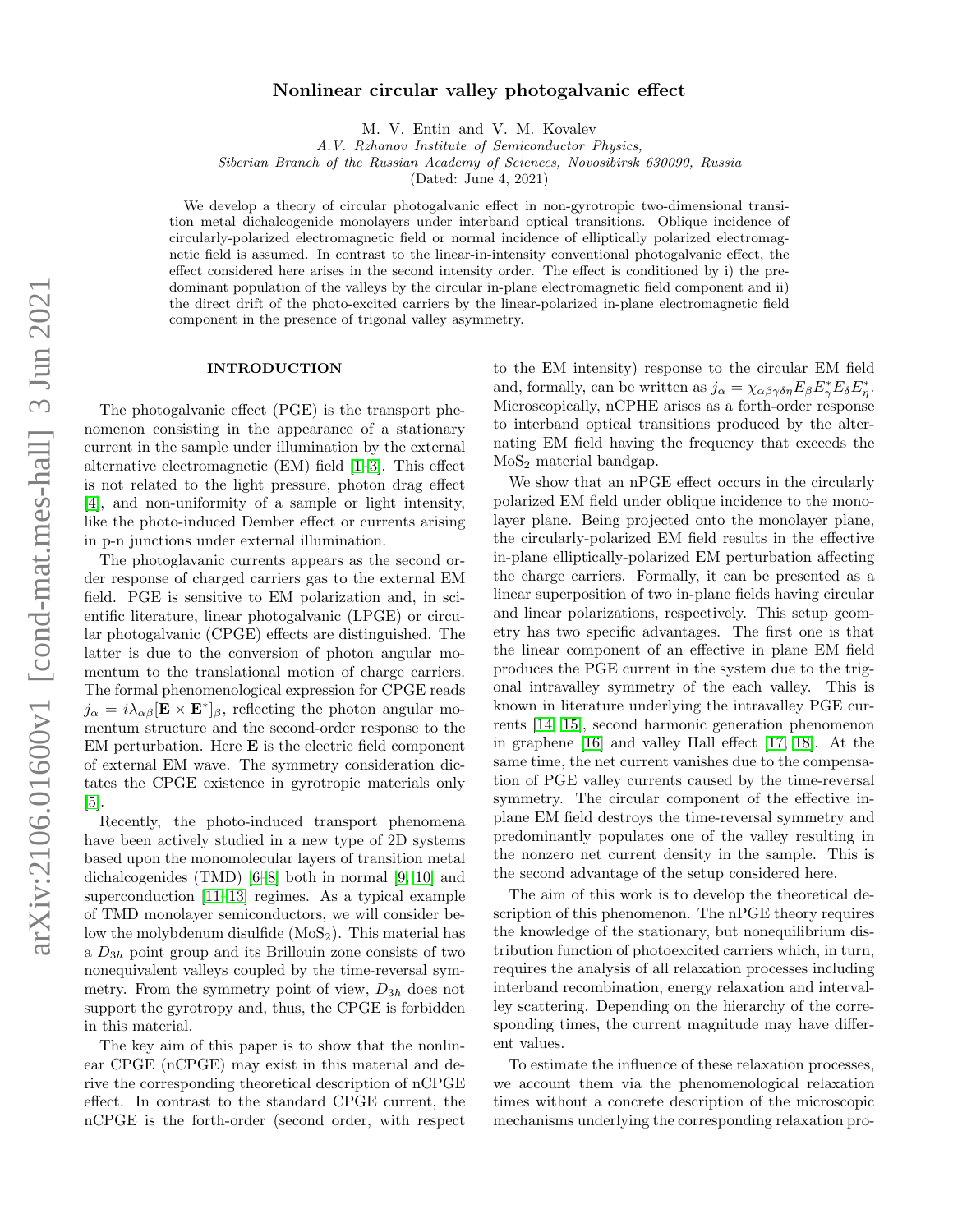# Nonlinear circular valley photogalvanic effect

M. V. Entin and V. M. Kovalev

*A.V. Rzhanov Institute of Semiconductor Physics,*
*Siberian Branch of the Russian Academy of Sciences, Novosibirsk 630090, Russia*
(Dated: June 4, 2021)

We develop a theory of circular photogalvanic effect in non-gyrotropic two-dimensional transition metal dichalcogenide monolayers under interband optical transitions. Oblique incidence of circularly-polarized electromagnetic field or normal incidence of elliptically polarized electromagnetic field is assumed. In contrast to the linear-in-intensity conventional photogalvanic effect, the effect considered here arises in the second intensity order. The effect is conditioned by i) the predominant population of the valleys by the circular in-plane electromagnetic field component and ii) the direct drift of the photo-excited carriers by the linear-polarized in-plane electromagnetic field component in the presence of trigonal valley asymmetry.

## INTRODUCTION

The photogalvanic effect (PGE) is the transport phenomenon consisting in the appearance of a stationary current in the sample under illumination by the external alternative electromagnetic (EM) field [1–3]. This effect is not related to the light pressure, photon drag effect [4], and non-uniformity of a sample or light intensity, like the photo-induced Dember effect or currents arising in p-n junctions under external illumination.

The photoglavanic currents appears as the second order response of charged carriers gas to the external EM field. PGE is sensitive to EM polarization and, in scientific literature, linear photogalvanic (LPGE) or circular photogalvanic (CPGE) effects are distinguished. The latter is due to the conversion of photon angular momentum to the translational motion of charge carriers. The formal phenomenological expression for CPGE reads $j_\alpha = i\lambda_{\alpha\beta}[\mathbf{E}\times\mathbf{E}^*]_\beta$, reflecting the photon angular momentum structure and the second-order response to the EM perturbation. Here $\mathbf{E}$ is the electric field component of external EM wave. The symmetry consideration dictates the CPGE existence in gyrotropic materials only [5].

Recently, the photo-induced transport phenomena have been actively studied in a new type of 2D systems based upon the monomolecular layers of transition metal dichalcogenides (TMD) [6–8] both in normal [9, 10] and superconduction [11–13] regimes. As a typical example of TMD monolayer semiconductors, we will consider below the molybdenum disulfide ($MoS_2$). This material has a $D_{3h}$ point group and its Brillouin zone consists of two nonequivalent valleys coupled by the time-reversal symmetry. From the symmetry point of view, $D_{3h}$ does not support the gyrotropy and, thus, the CPGE is forbidden in this material.

The key aim of this paper is to show that the nonlinear CPGE (nCPGE) may exist in this material and derive the corresponding theoretical description of nCPGE effect. In contrast to the standard CPGE current, the nCPGE is the forth-order (second order, with respect to the EM intensity) response to the circular EM field and, formally, can be written as $j_\alpha = \chi_{\alpha\beta\gamma\delta\eta}E_\beta E^*_\gamma E_\delta E^*_\eta$. Microscopically, nCPHE arises as a forth-order response to interband optical transitions produced by the alternating EM field having the frequency that exceeds the $MoS_2$ material bandgap.

We show that an nPGE effect occurs in the circularly polarized EM field under oblique incidence to the monolayer plane. Being projected onto the monolayer plane, the circularly-polarized EM field results in the effective in-plane elliptically-polarized EM perturbation affecting the charge carriers. Formally, it can be presented as a linear superposition of two in-plane fields having circular and linear polarizations, respectively. This setup geometry has two specific advantages. The first one is that the linear component of an effective in plane EM field produces the PGE current in the system due to the trigonal intravalley symmetry of the each valley. This is known in literature underlying the intravalley PGE currents [14, 15], second harmonic generation phenomenon in graphene [16] and valley Hall effect [17, 18]. At the same time, the net current vanishes due to the compensation of PGE valley currents caused by the time-reversal symmetry. The circular component of the effective in-plane EM field destroys the time-reversal symmetry and predominantly populates one of the valley resulting in the nonzero net current density in the sample. This is the second advantage of the setup considered here.

The aim of this work is to develop the theoretical description of this phenomenon. The nPGE theory requires the knowledge of the stationary, but nonequilibrium distribution function of photoexcited carriers which, in turn, requires the analysis of all relaxation processes including interband recombination, energy relaxation and intervalley scattering. Depending on the hierarchy of the corresponding times, the current magnitude may have different values.

To estimate the influence of these relaxation processes, we account them via the phenomenological relaxation times without a concrete description of the microscopic mechanisms underlying the corresponding relaxation pro-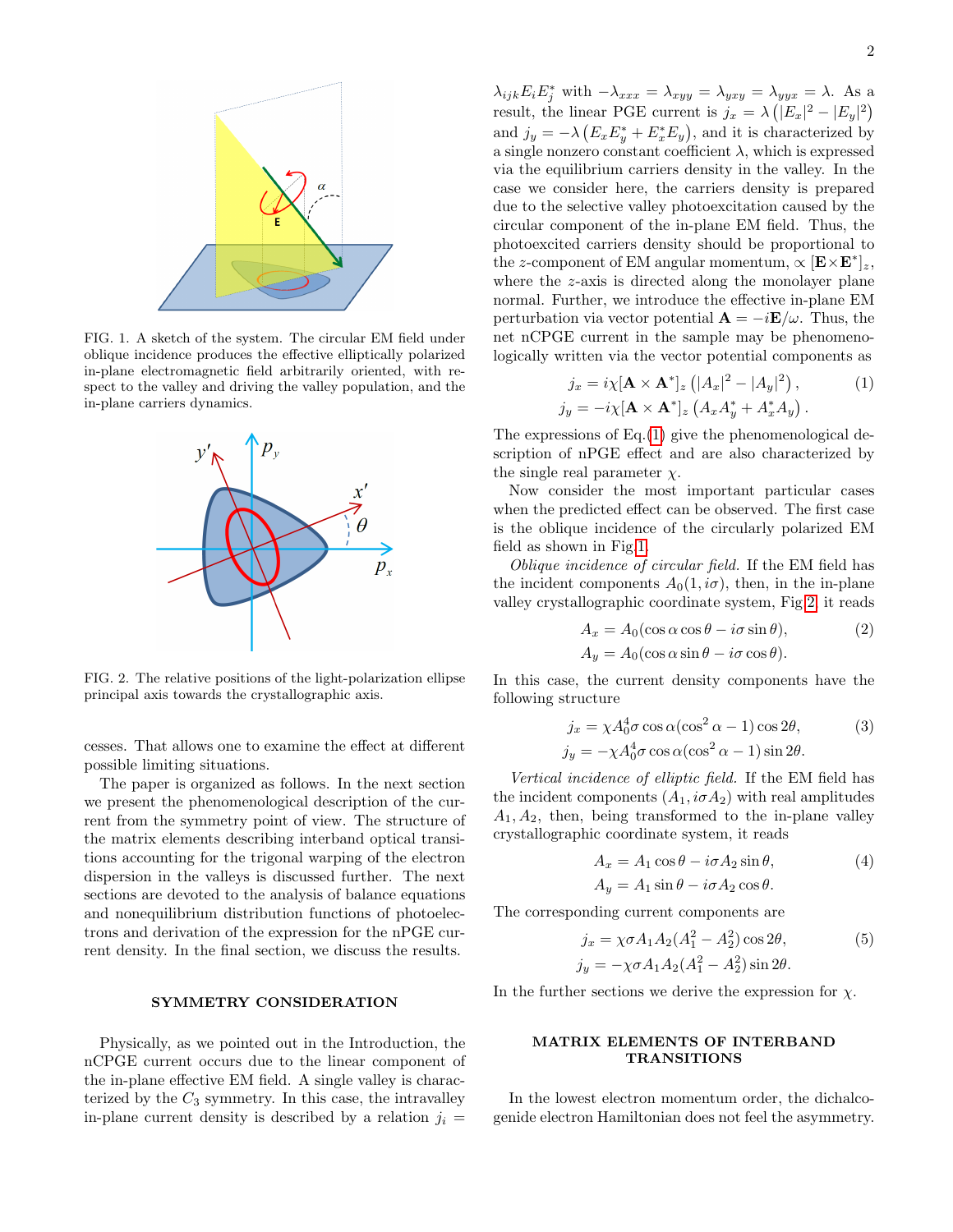FIG. 1. A sketch of the system. The circular EM field under oblique incidence produces the effective elliptically polarized in-plane electromagnetic field arbitrarily oriented, with respect to the valley and driving the valley population, and the in-plane carriers dynamics.

FIG. 2. The relative positions of the light-polarization ellipse principal axis towards the crystallographic axis.

cesses. That allows one to examine the effect at different possible limiting situations.

The paper is organized as follows. In the next section we present the phenomenological description of the current from the symmetry point of view. The structure of the matrix elements describing interband optical transitions accounting for the trigonal warping of the electron dispersion in the valleys is discussed further. The next sections are devoted to the analysis of balance equations and nonequilibrium distribution functions of photoelectrons and derivation of the expression for the nPGE current density. In the final section, we discuss the results.

## SYMMETRY CONSIDERATION

Physically, as we pointed out in the Introduction, the nCPGE current occurs due to the linear component of the in-plane effective EM field. A single valley is characterized by the $C_3$ symmetry. In this case, the intravalley in-plane current density is described by a relation $j_i = \lambda_{ijk}E_iE_j^*$ with $-\lambda_{xxx} = \lambda_{xyy} = \lambda_{yxy} = \lambda_{yyx} = \lambda$. As a result, the linear PGE current is $j_x = \lambda\left(|E_x|^2 - |E_y|^2\right)$ and $j_y = -\lambda\left(E_xE_y^* + E_x^*E_y\right)$, and it is characterized by a single nonzero constant coefficient $\lambda$, which is expressed via the equilibrium carriers density in the valley. In the case we consider here, the carriers density is prepared due to the selective valley photoexcitation caused by the circular component of the in-plane EM field. Thus, the photoexcited carriers density should be proportional to the $z$-component of EM angular momentum, $\propto [\mathbf{E}\times\mathbf{E}^*]_z$, where the $z$-axis is directed along the monolayer plane normal. Further, we introduce the effective in-plane EM perturbation via vector potential $\mathbf{A} = -i\mathbf{E}/\omega$. Thus, the net nCPGE current in the sample may be phenomenologically written via the vector potential components as

$$
\begin{aligned}
j_x &= i\chi[\mathbf{A}\times\mathbf{A}^*]_z\left(|A_x|^2 - |A_y|^2\right), \\
j_y &= -i\chi[\mathbf{A}\times\mathbf{A}^*]_z\left(A_xA_y^* + A_x^*A_y\right).
\end{aligned}
\tag{1}
$$

The expressions of Eq.(1) give the phenomenological description of nPGE effect and are also characterized by the single real parameter $\chi$.

Now consider the most important particular cases when the predicted effect can be observed. The first case is the oblique incidence of the circularly polarized EM field as shown in Fig.1.

*Oblique incidence of circular field.* If the EM field has the incident components $A_0(1, i\sigma)$, then, in the in-plane valley crystallographic coordinate system, Fig.2, it reads

$$
\begin{aligned}
A_x &= A_0(\cos\alpha\cos\theta - i\sigma\sin\theta), \\
A_y &= A_0(\cos\alpha\sin\theta - i\sigma\cos\theta).
\end{aligned}
\tag{2}
$$

In this case, the current density components have the following structure

$$
\begin{aligned}
j_x &= \chi A_0^4\sigma\cos\alpha(\cos^2\alpha - 1)\cos 2\theta, \\
j_y &= -\chi A_0^4\sigma\cos\alpha(\cos^2\alpha - 1)\sin 2\theta.
\end{aligned}
\tag{3}
$$

*Vertical incidence of elliptic field.* If the EM field has the incident components $(A_1, i\sigma A_2)$ with real amplitudes $A_1, A_2$, then, being transformed to the in-plane valley crystallographic coordinate system, it reads

$$
\begin{aligned}
A_x &= A_1\cos\theta - i\sigma A_2\sin\theta, \\
A_y &= A_1\sin\theta - i\sigma A_2\cos\theta.
\end{aligned}
\tag{4}
$$

The corresponding current components are

$$
\begin{aligned}
j_x &= \chi\sigma A_1A_2(A_1^2 - A_2^2)\cos 2\theta, \\
j_y &= -\chi\sigma A_1A_2(A_1^2 - A_2^2)\sin 2\theta.
\end{aligned}
\tag{5}
$$

In the further sections we derive the expression for $\chi$.

## MATRIX ELEMENTS OF INTERBAND TRANSITIONS

In the lowest electron momentum order, the dichalcogenide electron Hamiltonian does not feel the asymmetry.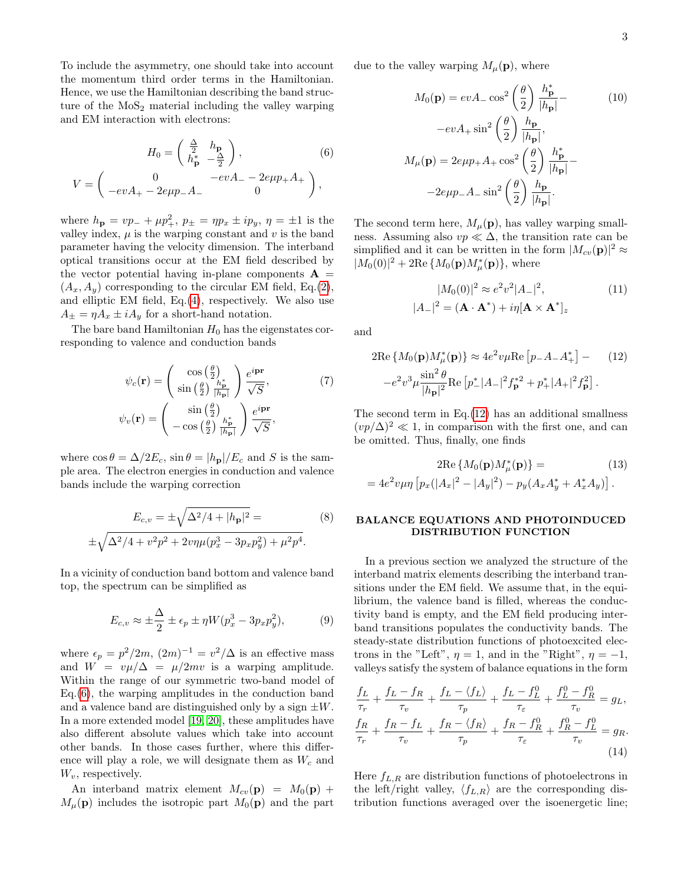To include the asymmetry, one should take into account the momentum third order terms in the Hamiltonian. Hence, we use the Hamiltonian describing the band structure of the $MoS_2$ material including the valley warping and EM interaction with electrons:

$$H_0 = \begin{pmatrix} \frac{\Delta}{2} & h_{\mathbf{p}} \\ h^*_{\mathbf{p}} & -\frac{\Delta}{2} \end{pmatrix}, \tag{6}$$
$$V = \begin{pmatrix} 0 & -evA_- - 2e\mu p_+ A_+ \\ -evA_+ - 2e\mu p_- A_- & 0 \end{pmatrix},$$

where $h_{\mathbf{p}} = vp_- + \mu p_+^2$, $p_\pm = \eta p_x \pm ip_y$, $\eta = \pm 1$ is the valley index, $\mu$ is the warping constant and $v$ is the band parameter having the velocity dimension. The interband optical transitions occur at the EM field described by the vector potential having in-plane components $\mathbf{A} = (A_x, A_y)$ corresponding to the circular EM field, Eq.(2), and elliptic EM field, Eq.(4), respectively. We also use $A_\pm = \eta A_x \pm iA_y$ for a short-hand notation.

The bare band Hamiltonian $H_0$ has the eigenstates corresponding to valence and conduction bands

$$\psi_c(\mathbf{r}) = \begin{pmatrix} \cos\left(\frac{\theta}{2}\right) \\ \sin\left(\frac{\theta}{2}\right) \frac{h^*_{\mathbf{p}}}{|h_{\mathbf{p}}|} \end{pmatrix} \frac{e^{i\mathbf{pr}}}{\sqrt{S}}, \tag{7}$$
$$\psi_v(\mathbf{r}) = \begin{pmatrix} \sin\left(\frac{\theta}{2}\right) \\ -\cos\left(\frac{\theta}{2}\right) \frac{h^*_{\mathbf{p}}}{|h_{\mathbf{p}}|} \end{pmatrix} \frac{e^{i\mathbf{pr}}}{\sqrt{S}},$$

where $\cos\theta = \Delta/2E_c$, $\sin\theta = |h_{\mathbf{p}}|/E_c$ and $S$ is the sample area. The electron energies in conduction and valence bands include the warping correction

$$E_{c,v} = \pm\sqrt{\Delta^2/4 + |h_{\mathbf{p}}|^2} = \tag{8}$$
$$\pm\sqrt{\Delta^2/4 + v^2p^2 + 2v\eta\mu(p_x^3 - 3p_xp_y^2) + \mu^2p^4}.$$

In a vicinity of conduction band bottom and valence band top, the spectrum can be simplified as

$$E_{c,v} \approx \pm\frac{\Delta}{2} \pm \epsilon_p \pm \eta W(p_x^3 - 3p_xp_y^2), \tag{9}$$

where $\epsilon_p = p^2/2m$, $(2m)^{-1} = v^2/\Delta$ is an effective mass and $W = v\mu/\Delta = \mu/2mv$ is a warping amplitude. Within the range of our symmetric two-band model of Eq.(6), the warping amplitudes in the conduction band and a valence band are distinguished only by a sign $\pm W$. In a more extended model [19, 20], these amplitudes have also different absolute values which take into account other bands. In those cases further, where this difference will play a role, we will designate them as $W_c$ and $W_v$, respectively.

An interband matrix element $M_{cv}(\mathbf{p}) = M_0(\mathbf{p}) + M_\mu(\mathbf{p})$ includes the isotropic part $M_0(\mathbf{p})$ and the part due to the valley warping $M_\mu(\mathbf{p})$, where

$$M_0(\mathbf{p}) = evA_- \cos^2\left(\frac{\theta}{2}\right) \frac{h^*_{\mathbf{p}}}{|h_{\mathbf{p}}|} - \tag{10}$$
$$-evA_+ \sin^2\left(\frac{\theta}{2}\right) \frac{h_{\mathbf{p}}}{|h_{\mathbf{p}}|},$$
$$M_\mu(\mathbf{p}) = 2e\mu p_+ A_+ \cos^2\left(\frac{\theta}{2}\right) \frac{h^*_{\mathbf{p}}}{|h_{\mathbf{p}}|} -$$
$$-2e\mu p_- A_- \sin^2\left(\frac{\theta}{2}\right) \frac{h_{\mathbf{p}}}{|h_{\mathbf{p}}|}.$$

The second term here, $M_\mu(\mathbf{p})$, has valley warping smallness. Assuming also $vp \ll \Delta$, the transition rate can be simplified and it can be written in the form $|M_{cv}(\mathbf{p})|^2 \approx |M_0(0)|^2 + 2\mathrm{Re}\{M_0(\mathbf{p})M^*_\mu(\mathbf{p})\}$, where

$$|M_0(0)|^2 \approx e^2v^2|A_-|^2, \tag{11}$$
$$|A_-|^2 = (\mathbf{A}\cdot\mathbf{A}^*) + i\eta[\mathbf{A}\times\mathbf{A}^*]_z$$

and

$$2\mathrm{Re}\{M_0(\mathbf{p})M^*_\mu(\mathbf{p})\} \approx 4e^2v\mu\mathrm{Re}\left[p_-A_-A_+^*\right] - \tag{12}$$
$$-e^2v^3\mu\frac{\sin^2\theta}{|h_{\mathbf{p}}|^2}\mathrm{Re}\left[p_-^*|A_-|^2 f_{\mathbf{p}}^{*2} + p_+^*|A_+|^2 f_{\mathbf{p}}^2\right].$$

The second term in Eq.(12) has an additional smallness $(vp/\Delta)^2 \ll 1$, in comparison with the first one, and can be omitted. Thus, finally, one finds

$$2\mathrm{Re}\{M_0(\mathbf{p})M^*_\mu(\mathbf{p})\} = \tag{13}$$
$$= 4e^2v\mu\eta\left[p_x(|A_x|^2 - |A_y|^2) - p_y(A_xA_y^* + A_x^*A_y)\right].$$

## BALANCE EQUATIONS AND PHOTOINDUCED DISTRIBUTION FUNCTION

In a previous section we analyzed the structure of the interband matrix elements describing the interband transitions under the EM field. We assume that, in the equilibrium, the valence band is filled, whereas the conductivity band is empty, and the EM field producing interband transitions populates the conductivity bands. The steady-state distribution functions of photoexcited electrons in the "Left", $\eta = 1$, and in the "Right", $\eta = -1$, valleys satisfy the system of balance equations in the form

$$\frac{f_L}{\tau_r} + \frac{f_L - f_R}{\tau_v} + \frac{f_L - \langle f_L\rangle}{\tau_p} + \frac{f_L - f_L^0}{\tau_\varepsilon} + \frac{f_L^0 - f_R^0}{\tau_v} = g_L,$$
$$\frac{f_R}{\tau_r} + \frac{f_R - f_L}{\tau_v} + \frac{f_R - \langle f_R\rangle}{\tau_p} + \frac{f_R - f_R^0}{\tau_\varepsilon} + \frac{f_R^0 - f_L^0}{\tau_v} = g_R. \tag{14}$$

Here $f_{L,R}$ are distribution functions of photoelectrons in the left/right valley, $\langle f_{L,R}\rangle$ are the corresponding distribution functions averaged over the isoenergetic line;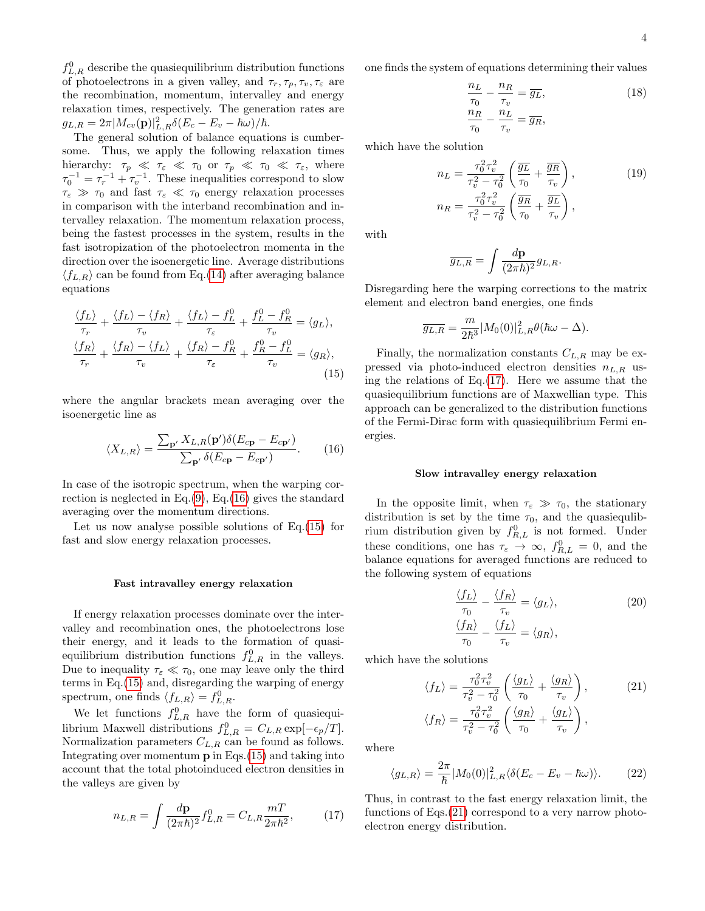$f^0_{L,R}$ describe the quasiequilibrium distribution functions of photoelectrons in a given valley, and $\tau_r, \tau_p, \tau_v, \tau_\varepsilon$ are the recombination, momentum, intervalley and energy relaxation times, respectively. The generation rates are $g_{L,R} = 2\pi|M_{cv}(\mathbf{p})|^2_{L,R}\delta(E_c - E_v - \hbar\omega)/\hbar$.

The general solution of balance equations is cumbersome. Thus, we apply the following relaxation times hierarchy: $\tau_p \ll \tau_\varepsilon \ll \tau_0$ or $\tau_p \ll \tau_0 \ll \tau_\varepsilon$, where $\tau_0^{-1} = \tau_r^{-1} + \tau_v^{-1}$. These inequalities correspond to slow $\tau_\varepsilon \gg \tau_0$ and fast $\tau_\varepsilon \ll \tau_0$ energy relaxation processes in comparison with the interband recombination and intervalley relaxation. The momentum relaxation process, being the fastest processes in the system, results in the fast isotropization of the photoelectron momenta in the direction over the isoenergetic line. Average distributions $\langle f_{L,R}\rangle$ can be found from Eq.(14) after averaging balance equations

$$
\begin{aligned}
\frac{\langle f_L\rangle}{\tau_r} + \frac{\langle f_L\rangle - \langle f_R\rangle}{\tau_v} + \frac{\langle f_L\rangle - f^0_L}{\tau_\varepsilon} + \frac{f^0_L - f^0_R}{\tau_v} &= \langle g_L\rangle, \\
\frac{\langle f_R\rangle}{\tau_r} + \frac{\langle f_R\rangle - \langle f_L\rangle}{\tau_v} + \frac{\langle f_R\rangle - f^0_R}{\tau_\varepsilon} + \frac{f^0_R - f^0_L}{\tau_v} &= \langle g_R\rangle,
\end{aligned}
\tag{15}
$$

where the angular brackets mean averaging over the isoenergetic line as

$$
\langle X_{L,R}\rangle = \frac{\sum_{\mathbf{p}'} X_{L,R}(\mathbf{p}')\delta(E_{c\mathbf{p}} - E_{c\mathbf{p}'})}{\sum_{\mathbf{p}'} \delta(E_{c\mathbf{p}} - E_{c\mathbf{p}'})}. \tag{16}
$$

In case of the isotropic spectrum, when the warping correction is neglected in Eq.(9), Eq.(16) gives the standard averaging over the momentum directions.

Let us now analyse possible solutions of Eq.(15) for fast and slow energy relaxation processes.

### Fast intravalley energy relaxation

If energy relaxation processes dominate over the intervalley and recombination ones, the photoelectrons lose their energy, and it leads to the formation of quasiequilibrium distribution functions $f^0_{L,R}$ in the valleys. Due to inequality $\tau_\varepsilon \ll \tau_0$, one may leave only the third terms in Eq.(15) and, disregarding the warping of energy spectrum, one finds $\langle f_{L,R}\rangle = f^0_{L,R}$.

We let functions $f^0_{L,R}$ have the form of quasiequilibrium Maxwell distributions $f^0_{L,R} = C_{L,R}\exp[-\epsilon_p/T]$. Normalization parameters $C_{L,R}$ can be found as follows. Integrating over momentum $\mathbf{p}$ in Eqs.(15) and taking into account that the total photoinduced electron densities in the valleys are given by

$$
n_{L,R} = \int \frac{d\mathbf{p}}{(2\pi\hbar)^2} f^0_{L,R} = C_{L,R}\frac{mT}{2\pi\hbar^2}, \tag{17}
$$

one finds the system of equations determining their values

$$
\begin{aligned}
\frac{n_L}{\tau_0} - \frac{n_R}{\tau_v} &= \overline{g_L}, \\
\frac{n_R}{\tau_0} - \frac{n_L}{\tau_v} &= \overline{g_R},
\end{aligned}
\tag{18}
$$

which have the solution

$$
\begin{aligned}
n_L &= \frac{\tau_0^2\tau_v^2}{\tau_v^2 - \tau_0^2}\left(\frac{\overline{g_L}}{\tau_0} + \frac{\overline{g_R}}{\tau_v}\right), \\
n_R &= \frac{\tau_0^2\tau_v^2}{\tau_v^2 - \tau_0^2}\left(\frac{\overline{g_R}}{\tau_0} + \frac{\overline{g_L}}{\tau_v}\right),
\end{aligned}
\tag{19}
$$

with

$$
\overline{g_{L,R}} = \int \frac{d\mathbf{p}}{(2\pi\hbar)^2} g_{L,R}.
$$

Disregarding here the warping corrections to the matrix element and electron band energies, one finds

$$
\overline{g_{L,R}} = \frac{m}{2\hbar^3}|M_0(0)|^2_{L,R}\theta(\hbar\omega - \Delta).
$$

Finally, the normalization constants $C_{L,R}$ may be expressed via photo-induced electron densities $n_{L,R}$ using the relations of Eq.(17). Here we assume that the quasiequilibrium functions are of Maxwellian type. This approach can be generalized to the distribution functions of the Fermi-Dirac form with quasiequilibrium Fermi energies.

### Slow intravalley energy relaxation

In the opposite limit, when $\tau_\varepsilon \gg \tau_0$, the stationary distribution is set by the time $\tau_0$, and the quasiequlibrium distribution given by $f^0_{R,L}$ is not formed. Under these conditions, one has $\tau_\varepsilon \to \infty$, $f^0_{R,L} = 0$, and the balance equations for averaged functions are reduced to the following system of equations

$$
\begin{aligned}
\frac{\langle f_L\rangle}{\tau_0} - \frac{\langle f_R\rangle}{\tau_v} &= \langle g_L\rangle, \\
\frac{\langle f_R\rangle}{\tau_0} - \frac{\langle f_L\rangle}{\tau_v} &= \langle g_R\rangle,
\end{aligned}
\tag{20}
$$

which have the solutions

$$
\begin{aligned}
\langle f_L\rangle &= \frac{\tau_0^2\tau_v^2}{\tau_v^2 - \tau_0^2}\left(\frac{\langle g_L\rangle}{\tau_0} + \frac{\langle g_R\rangle}{\tau_v}\right), \\
\langle f_R\rangle &= \frac{\tau_0^2\tau_v^2}{\tau_v^2 - \tau_0^2}\left(\frac{\langle g_R\rangle}{\tau_0} + \frac{\langle g_L\rangle}{\tau_v}\right),
\end{aligned}
\tag{21}
$$

where

$$
\langle g_{L,R}\rangle = \frac{2\pi}{\hbar}|M_0(0)|^2_{L,R}\langle\delta(E_c - E_v - \hbar\omega)\rangle. \tag{22}
$$

Thus, in contrast to the fast energy relaxation limit, the functions of Eqs.(21) correspond to a very narrow photoelectron energy distribution.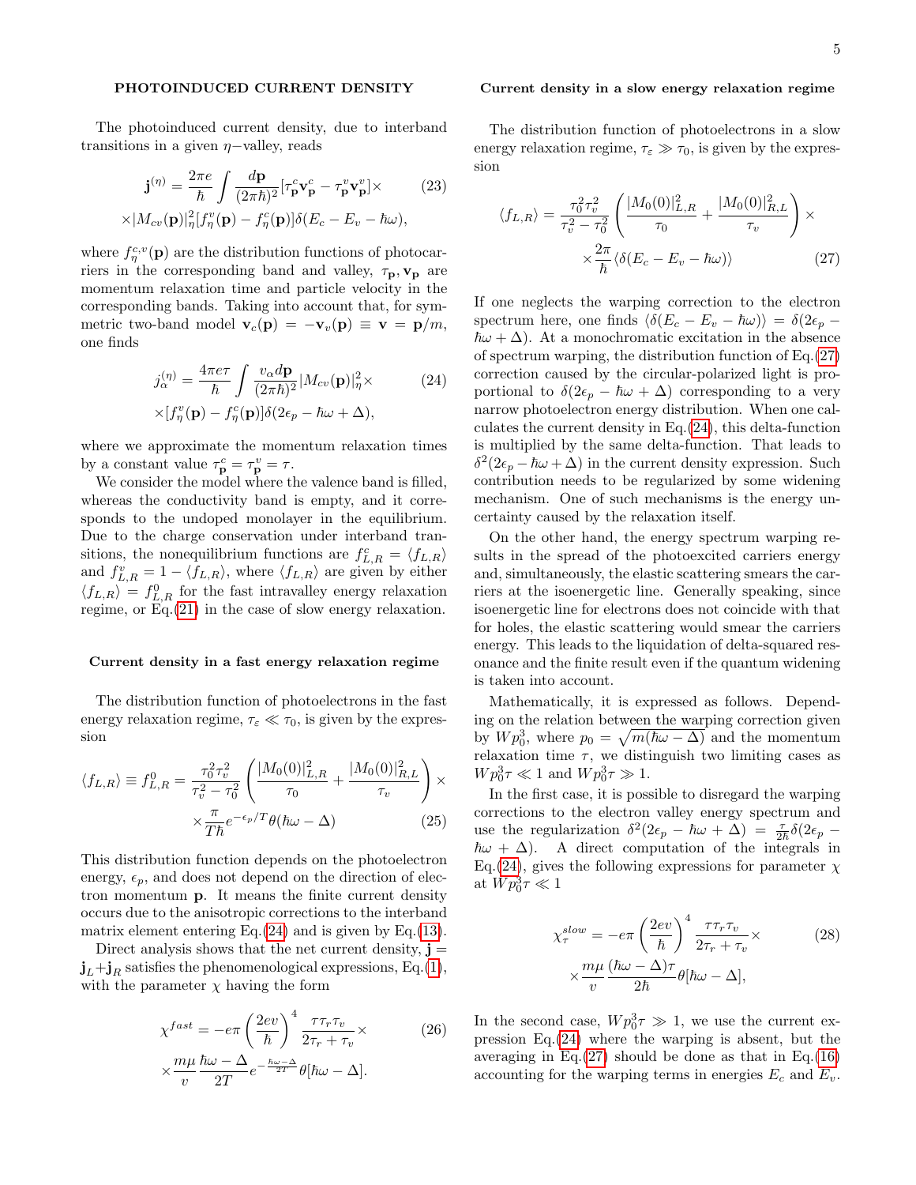## PHOTOINDUCED CURRENT DENSITY

The photoinduced current density, due to interband transitions in a given $\eta-$valley, reads

$$\mathbf{j}^{(\eta)} = \frac{2\pi e}{\hbar}\int \frac{d\mathbf{p}}{(2\pi\hbar)^2}[\tau^c_{\mathbf{p}}\mathbf{v}^c_{\mathbf{p}} - \tau^v_{\mathbf{p}}\mathbf{v}^v_{\mathbf{p}}]\times \tag{23}$$
$$\times|M_{cv}(\mathbf{p})|^2_\eta[f^v_\eta(\mathbf{p}) - f^c_\eta(\mathbf{p})]\delta(E_c - E_v - \hbar\omega),$$

where $f^{c,v}_\eta(\mathbf{p})$ are the distribution functions of photocarriers in the corresponding band and valley, $\tau_{\mathbf{p}}, \mathbf{v}_{\mathbf{p}}$ are momentum relaxation time and particle velocity in the corresponding bands. Taking into account that, for symmetric two-band model $\mathbf{v}_c(\mathbf{p}) = -\mathbf{v}_v(\mathbf{p}) \equiv \mathbf{v} = \mathbf{p}/m$, one finds

$$j^{(\eta)}_\alpha = \frac{4\pi e\tau}{\hbar}\int \frac{v_\alpha d\mathbf{p}}{(2\pi\hbar)^2}|M_{cv}(\mathbf{p})|^2_\eta\times \tag{24}$$
$$\times[f^v_\eta(\mathbf{p}) - f^c_\eta(\mathbf{p})]\delta(2\epsilon_p - \hbar\omega + \Delta),$$

where we approximate the momentum relaxation times by a constant value $\tau^c_{\mathbf{p}} = \tau^v_{\mathbf{p}} = \tau$.

We consider the model where the valence band is filled, whereas the conductivity band is empty, and it corresponds to the undoped monolayer in the equilibrium. Due to the charge conservation under interband transitions, the nonequilibrium functions are $f^c_{L,R} = \langle f_{L,R}\rangle$ and $f^v_{L,R} = 1 - \langle f_{L,R}\rangle$, where $\langle f_{L,R}\rangle$ are given by either $\langle f_{L,R}\rangle = f^0_{L,R}$ for the fast intravalley energy relaxation regime, or Eq.(21) in the case of slow energy relaxation.

### Current density in a fast energy relaxation regime

The distribution function of photoelectrons in the fast energy relaxation regime, $\tau_\varepsilon \ll \tau_0$, is given by the expression

$$\langle f_{L,R}\rangle \equiv f^0_{L,R} = \frac{\tau_0^2\tau_v^2}{\tau_v^2 - \tau_0^2}\left(\frac{|M_0(0)|^2_{L,R}}{\tau_0} + \frac{|M_0(0)|^2_{R,L}}{\tau_v}\right)\times$$
$$\times\frac{\pi}{T\hbar}e^{-\epsilon_p/T}\theta(\hbar\omega - \Delta) \tag{25}$$

This distribution function depends on the photoelectron energy, $\epsilon_p$, and does not depend on the direction of electron momentum $\mathbf{p}$. It means the finite current density occurs due to the anisotropic corrections to the interband matrix element entering Eq.(24) and is given by Eq.(13).

Direct analysis shows that the net current density, $\mathbf{j} = \mathbf{j}_L + \mathbf{j}_R$ satisfies the phenomenological expressions, Eq.(1), with the parameter $\chi$ having the form

$$\chi^{fast} = -e\pi\left(\frac{2ev}{\hbar}\right)^4\frac{\tau\tau_r\tau_v}{2\tau_r + \tau_v}\times \tag{26}$$
$$\times\frac{m\mu}{v}\frac{\hbar\omega - \Delta}{2T}e^{-\frac{\hbar\omega - \Delta}{2T}}\theta[\hbar\omega - \Delta].$$

### Current density in a slow energy relaxation regime

The distribution function of photoelectrons in a slow energy relaxation regime, $\tau_\varepsilon \gg \tau_0$, is given by the expression

$$\langle f_{L,R}\rangle = \frac{\tau_0^2\tau_v^2}{\tau_v^2 - \tau_0^2}\left(\frac{|M_0(0)|^2_{L,R}}{\tau_0} + \frac{|M_0(0)|^2_{R,L}}{\tau_v}\right)\times$$
$$\times\frac{2\pi}{\hbar}\langle\delta(E_c - E_v - \hbar\omega)\rangle \tag{27}$$

If one neglects the warping correction to the electron spectrum here, one finds $\langle\delta(E_c - E_v - \hbar\omega)\rangle = \delta(2\epsilon_p - \hbar\omega + \Delta)$. At a monochromatic excitation in the absence of spectrum warping, the distribution function of Eq.(27) correction caused by the circular-polarized light is proportional to $\delta(2\epsilon_p - \hbar\omega + \Delta)$ corresponding to a very narrow photoelectron energy distribution. When one calculates the current density in Eq.(24), this delta-function is multiplied by the same delta-function. That leads to $\delta^2(2\epsilon_p - \hbar\omega + \Delta)$ in the current density expression. Such contribution needs to be regularized by some widening mechanism. One of such mechanisms is the energy uncertainty caused by the relaxation itself.

On the other hand, the energy spectrum warping results in the spread of the photoexcited carriers energy and, simultaneously, the elastic scattering smears the carriers at the isoenergetic line. Generally speaking, since isoenergetic line for electrons does not coincide with that for holes, the elastic scattering would smear the carriers energy. This leads to the liquidation of delta-squared resonance and the finite result even if the quantum widening is taken into account.

Mathematically, it is expressed as follows. Depending on the relation between the warping correction given by $Wp_0^3$, where $p_0 = \sqrt{m(\hbar\omega - \Delta)}$ and the momentum relaxation time $\tau$, we distinguish two limiting cases as $Wp_0^3\tau \ll 1$ and $Wp_0^3\tau \gg 1$.

In the first case, it is possible to disregard the warping corrections to the electron valley energy spectrum and use the regularization $\delta^2(2\epsilon_p - \hbar\omega + \Delta) = \frac{\tau}{2\hbar}\delta(2\epsilon_p - \hbar\omega + \Delta)$. A direct computation of the integrals in Eq.(24), gives the following expressions for parameter $\chi$ at $Wp_0^3\tau \ll 1$

$$\chi^{slow}_\tau = -e\pi\left(\frac{2ev}{\hbar}\right)^4\frac{\tau\tau_r\tau_v}{2\tau_r + \tau_v}\times \tag{28}$$
$$\times\frac{m\mu}{v}\frac{(\hbar\omega - \Delta)\tau}{2\hbar}\theta[\hbar\omega - \Delta],$$

In the second case, $Wp_0^3\tau \gg 1$, we use the current expression Eq.(24) where the warping is absent, but the averaging in Eq.(27) should be done as that in Eq.(16) accounting for the warping terms in energies $E_c$ and $E_v$.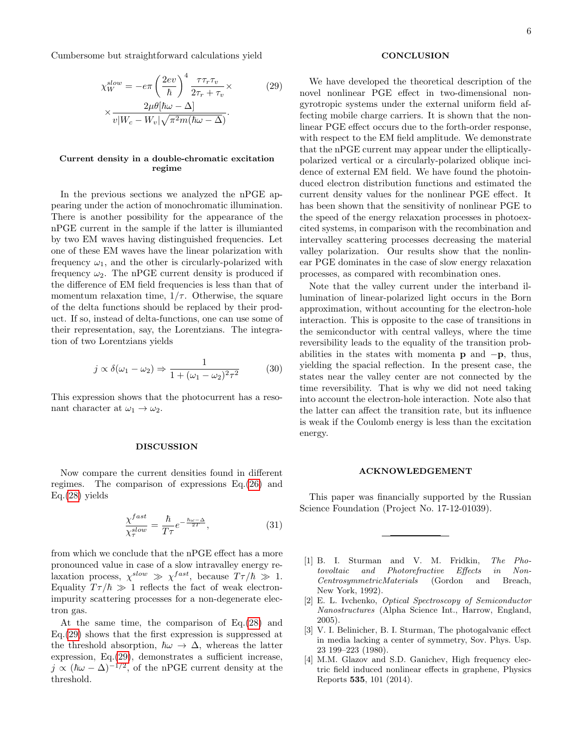Cumbersome but straightforward calculations yield

$$\chi_W^{slow} = -e\pi\left(\frac{2ev}{\hbar}\right)^4 \frac{\tau\tau_r\tau_v}{2\tau_r+\tau_v}\times \\ \times\frac{2\mu\theta[\hbar\omega-\Delta]}{v|W_c-W_v|\sqrt{\pi^2 m(\hbar\omega-\Delta)}}. \tag{29}$$

### Current density in a double-chromatic excitation regime

In the previous sections we analyzed the nPGE appearing under the action of monochromatic illumination. There is another possibility for the appearance of the nPGE current in the sample if the latter is illuminated by two EM waves having distinguished frequencies. Let one of these EM waves have the linear polarization with frequency $\omega_1$, and the other is circularly-polarized with frequency $\omega_2$. The nPGE current density is produced if the difference of EM field frequencies is less than that of momentum relaxation time, $1/\tau$. Otherwise, the square of the delta functions should be replaced by their product. If so, instead of delta-functions, one can use some of their representation, say, the Lorentzians. The integration of two Lorentzians yields

$$j \propto \delta(\omega_1-\omega_2) \Rightarrow \frac{1}{1+(\omega_1-\omega_2)^2\tau^2} \tag{30}$$

This expression shows that the photocurrent has a resonant character at $\omega_1 \to \omega_2$.

## DISCUSSION

Now compare the current densities found in different regimes. The comparison of expressions Eq.(26) and Eq.(28) yields

$$\frac{\chi^{fast}}{\chi_\tau^{slow}} = \frac{\hbar}{T\tau}e^{-\frac{\hbar\omega-\Delta}{2T}}, \tag{31}$$

from which we conclude that the nPGE effect has a more pronounced value in case of a slow intravalley energy relaxation process, $\chi^{slow} \gg \chi^{fast}$, because $T\tau/\hbar \gg 1$. Equality $T\tau/\hbar \gg 1$ reflects the fact of weak electron-impurity scattering processes for a non-degenerate electron gas.

At the same time, the comparison of Eq.(28) and Eq.(29) shows that the first expression is suppressed at the threshold absorption, $\hbar\omega \to \Delta$, whereas the latter expression, Eq.(29), demonstrates a sufficient increase, $j \propto (\hbar\omega-\Delta)^{-1/2}$, of the nPGE current density at the threshold.

## CONCLUSION

We have developed the theoretical description of the novel nonlinear PGE effect in two-dimensional non-gyrotropic systems under the external uniform field affecting mobile charge carriers. It is shown that the nonlinear PGE effect occurs due to the forth-order response, with respect to the EM field amplitude. We demonstrate that the nPGE current may appear under the elliptically-polarized vertical or a circularly-polarized oblique incidence of external EM field. We have found the photoinduced electron distribution functions and estimated the current density values for the nonlinear PGE effect. It has been shown that the sensitivity of nonlinear PGE to the speed of the energy relaxation processes in photoexcited systems, in comparison with the recombination and intervalley scattering processes decreasing the material valley polarization. Our results show that the nonlinear PGE dominates in the case of slow energy relaxation processes, as compared with recombination ones.

Note that the valley current under the interband illumination of linear-polarized light occurs in the Born approximation, without accounting for the electron-hole interaction. This is opposite to the case of transitions in the semiconductor with central valleys, where the time reversibility leads to the equality of the transition probabilities in the states with momenta $\mathbf{p}$ and $-\mathbf{p}$, thus, yielding the spacial reflection. In the present case, the states near the valley center are not connected by the time reversibility. That is why we did not need taking into account the electron-hole interaction. Note also that the latter can affect the transition rate, but its influence is weak if the Coulomb energy is less than the excitation energy.

## ACKNOWLEDGEMENT

This paper was financially supported by the Russian Science Foundation (Project No. 17-12-01039).

---

[1] B. I. Sturman and V. M. Fridkin, *The Photovoltaic and Photorefractive Effects in Non-CentrosymmetricMaterials* (Gordon and Breach, New York, 1992).

[2] E. L. Ivchenko, *Optical Spectroscopy of Semiconductor Nanostructures* (Alpha Science Int., Harrow, England, 2005).

[3] V. I. Belinicher, B. I. Sturman, The photogalvanic effect in media lacking a center of symmetry, Sov. Phys. Usp. 23 199–223 (1980).

[4] M.M. Glazov and S.D. Ganichev, High frequency electric field induced nonlinear effects in graphene, Physics Reports **535**, 101 (2014).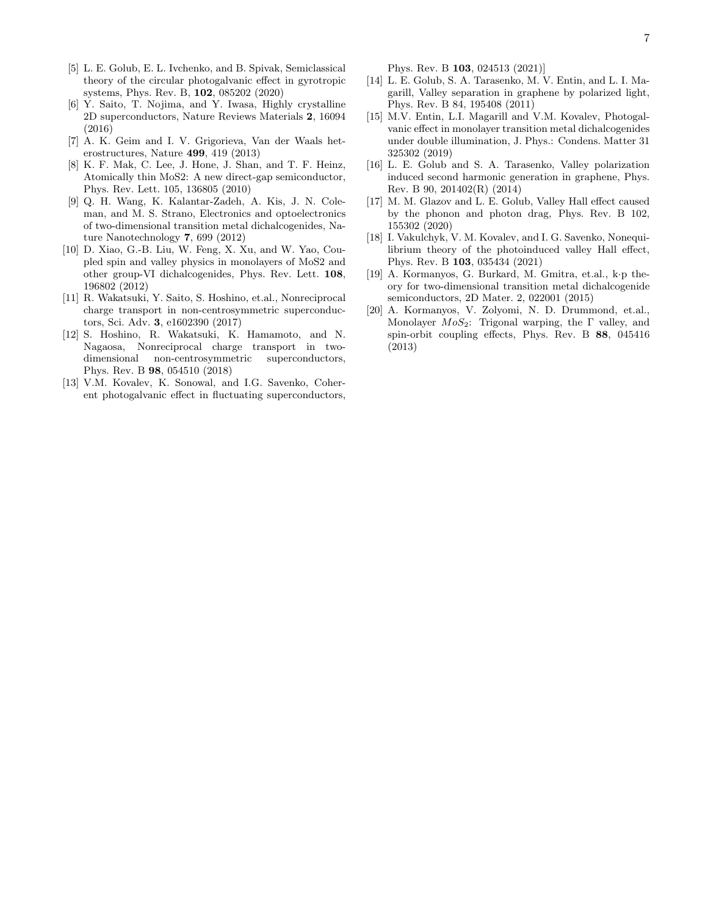[5] L. E. Golub, E. L. Ivchenko, and B. Spivak, Semiclassical theory of the circular photogalvanic effect in gyrotropic systems, Phys. Rev. B, **102**, 085202 (2020)

[6] Y. Saito, T. Nojima, and Y. Iwasa, Highly crystalline 2D superconductors, Nature Reviews Materials **2**, 16094 (2016)

[7] A. K. Geim and I. V. Grigorieva, Van der Waals heterostructures, Nature **499**, 419 (2013)

[8] K. F. Mak, C. Lee, J. Hone, J. Shan, and T. F. Heinz, Atomically thin MoS2: A new direct-gap semiconductor, Phys. Rev. Lett. 105, 136805 (2010)

[9] Q. H. Wang, K. Kalantar-Zadeh, A. Kis, J. N. Coleman, and M. S. Strano, Electronics and optoelectronics of two-dimensional transition metal dichalcogenides, Nature Nanotechnology **7**, 699 (2012)

[10] D. Xiao, G.-B. Liu, W. Feng, X. Xu, and W. Yao, Coupled spin and valley physics in monolayers of MoS2 and other group-VI dichalcogenides, Phys. Rev. Lett. **108**, 196802 (2012)

[11] R. Wakatsuki, Y. Saito, S. Hoshino, et.al., Nonreciprocal charge transport in non-centrosymmetric superconductors, Sci. Adv. **3**, e1602390 (2017)

[12] S. Hoshino, R. Wakatsuki, K. Hamamoto, and N. Nagaosa, Nonreciprocal charge transport in two-dimensional non-centrosymmetric superconductors, Phys. Rev. B **98**, 054510 (2018)

[13] V.M. Kovalev, K. Sonowal, and I.G. Savenko, Coherent photogalvanic effect in fluctuating superconductors, Phys. Rev. B **103**, 024513 (2021)]

[14] L. E. Golub, S. A. Tarasenko, M. V. Entin, and L. I. Magarill, Valley separation in graphene by polarized light, Phys. Rev. B 84, 195408 (2011)

[15] M.V. Entin, L.I. Magarill and V.M. Kovalev, Photogalvanic effect in monolayer transition metal dichalcogenides under double illumination, J. Phys.: Condens. Matter 31 325302 (2019)

[16] L. E. Golub and S. A. Tarasenko, Valley polarization induced second harmonic generation in graphene, Phys. Rev. B 90, 201402(R) (2014)

[17] M. M. Glazov and L. E. Golub, Valley Hall effect caused by the phonon and photon drag, Phys. Rev. B 102, 155302 (2020)

[18] I. Vakulchyk, V. M. Kovalev, and I. G. Savenko, Nonequilibrium theory of the photoinduced valley Hall effect, Phys. Rev. B **103**, 035434 (2021)

[19] A. Kormanyos, G. Burkard, M. Gmitra, et.al., k·p theory for two-dimensional transition metal dichalcogenide semiconductors, 2D Mater. 2, 022001 (2015)

[20] A. Kormanyos, V. Zolyomi, N. D. Drummond, et.al., Monolayer $MoS_2$: Trigonal warping, the Γ valley, and spin-orbit coupling effects, Phys. Rev. B **88**, 045416 (2013)